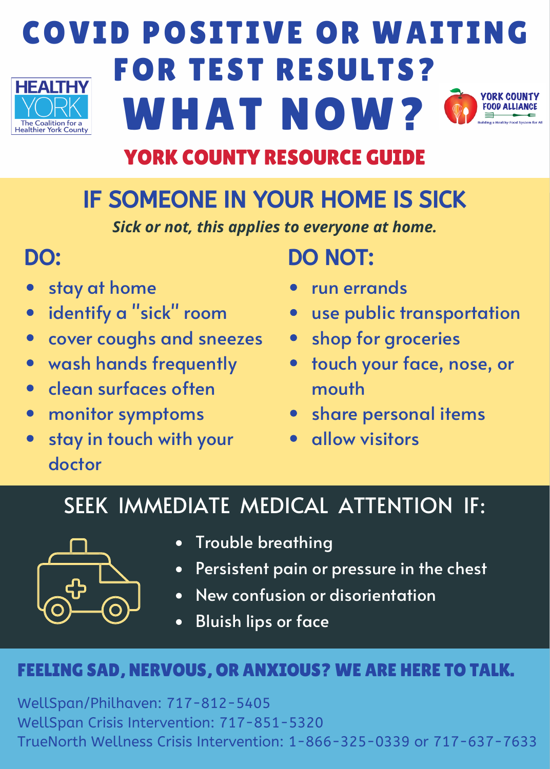# COVID POSITIVE OR WAITING FOR TEST RESULTS?

# WHAT NOW?

HEALTHY YORK — The Coalition for a Healthier York County

YORK COUNTY FOOD ALLIANCE — Building a Healthy Food System for All

## YORK COUNTY RESOURCE GUIDE

## IF SOMEONE IN YOUR HOME IS SICK

***Sick or not, this applies to everyone at home.***

### DO:

- stay at home
- identify a "sick" room
- cover coughs and sneezes
- wash hands frequently
- clean surfaces often
- monitor symptoms
- stay in touch with your doctor

### DO NOT:

- run errands
- use public transportation
- shop for groceries
- touch your face, nose, or mouth
- share personal items
- allow visitors

## SEEK IMMEDIATE MEDICAL ATTENTION IF:

- Trouble breathing
- Persistent pain or pressure in the chest
- New confusion or disorientation
- Bluish lips or face

## FEELING SAD, NERVOUS, OR ANXIOUS? WE ARE HERE TO TALK.

WellSpan/Philhaven: 717-812-5405
WellSpan Crisis Intervention: 717-851-5320
TrueNorth Wellness Crisis Intervention: 1-866-325-0339 or 717-637-7633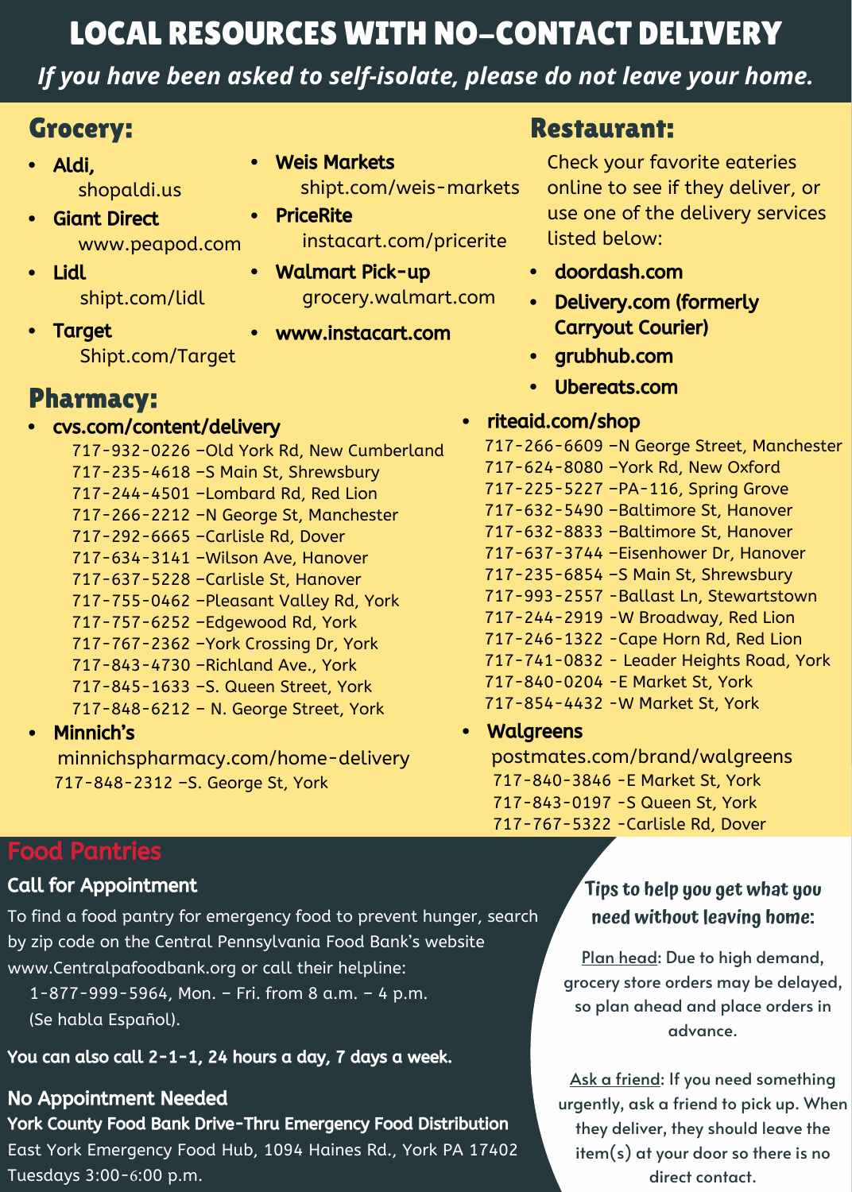# LOCAL RESOURCES WITH NO-CONTACT DELIVERY

*If you have been asked to self-isolate, please do not leave your home.*

## Grocery:

- **Aldi,**
  shopaldi.us
- **Giant Direct**
  www.peapod.com
- **Lidl**
  shipt.com/lidl
- **Target**
  Shipt.com/Target
- **Weis Markets**
  shipt.com/weis-markets
- **PriceRite**
  instacart.com/pricerite
- **Walmart Pick-up**
  grocery.walmart.com
- **www.instacart.com**

## Restaurant:

Check your favorite eateries online to see if they deliver, or use one of the delivery services listed below:

- **doordash.com**
- **Delivery.com (formerly Carryout Courier)**
- **grubhub.com**
- **Ubereats.com**

## Pharmacy:

- **cvs.com/content/delivery**
  717-932-0226 –Old York Rd, New Cumberland
  717-235-4618 –S Main St, Shrewsbury
  717-244-4501 –Lombard Rd, Red Lion
  717-266-2212 –N George St, Manchester
  717-292-6665 –Carlisle Rd, Dover
  717-634-3141 –Wilson Ave, Hanover
  717-637-5228 –Carlisle St, Hanover
  717-755-0462 –Pleasant Valley Rd, York
  717-757-6252 –Edgewood Rd, York
  717-767-2362 –York Crossing Dr, York
  717-843-4730 –Richland Ave., York
  717-845-1633 –S. Queen Street, York
  717-848-6212 – N. George Street, York
- **Minnich's**
  minnichspharmacy.com/home-delivery
  717-848-2312 –S. George St, York
- **riteaid.com/shop**
  717-266-6609 –N George Street, Manchester
  717-624-8080 –York Rd, New Oxford
  717-225-5227 –PA-116, Spring Grove
  717-632-5490 –Baltimore St, Hanover
  717-632-8833 –Baltimore St, Hanover
  717-637-3744 –Eisenhower Dr, Hanover
  717-235-6854 –S Main St, Shrewsbury
  717-993-2557 -Ballast Ln, Stewartstown
  717-244-2919 -W Broadway, Red Lion
  717-246-1322 -Cape Horn Rd, Red Lion
  717-741-0832 - Leader Heights Road, York
  717-840-0204 -E Market St, York
  717-854-4432 -W Market St, York
- **Walgreens**
  postmates.com/brand/walgreens
  717-840-3846 -E Market St, York
  717-843-0197 -S Queen St, York
  717-767-5322 -Carlisle Rd, Dover

## Food Pantries

### Call for Appointment

To find a food pantry for emergency food to prevent hunger, search by zip code on the Central Pennsylvania Food Bank's website www.Centralpafoodbank.org or call their helpline:
1-877-999-5964, Mon. – Fri. from 8 a.m. – 4 p.m.
(Se habla Español).

**You can also call 2-1-1, 24 hours a day, 7 days a week.**

### No Appointment Needed

**York County Food Bank Drive-Thru Emergency Food Distribution**
East York Emergency Food Hub, 1094 Haines Rd., York PA 17402
Tuesdays 3:00-6:00 p.m.

### Tips to help you get what you need without leaving home:

Plan head: Due to high demand, grocery store orders may be delayed, so plan ahead and place orders in advance.

Ask a friend: If you need something urgently, ask a friend to pick up. When they deliver, they should leave the item(s) at your door so there is no direct contact.